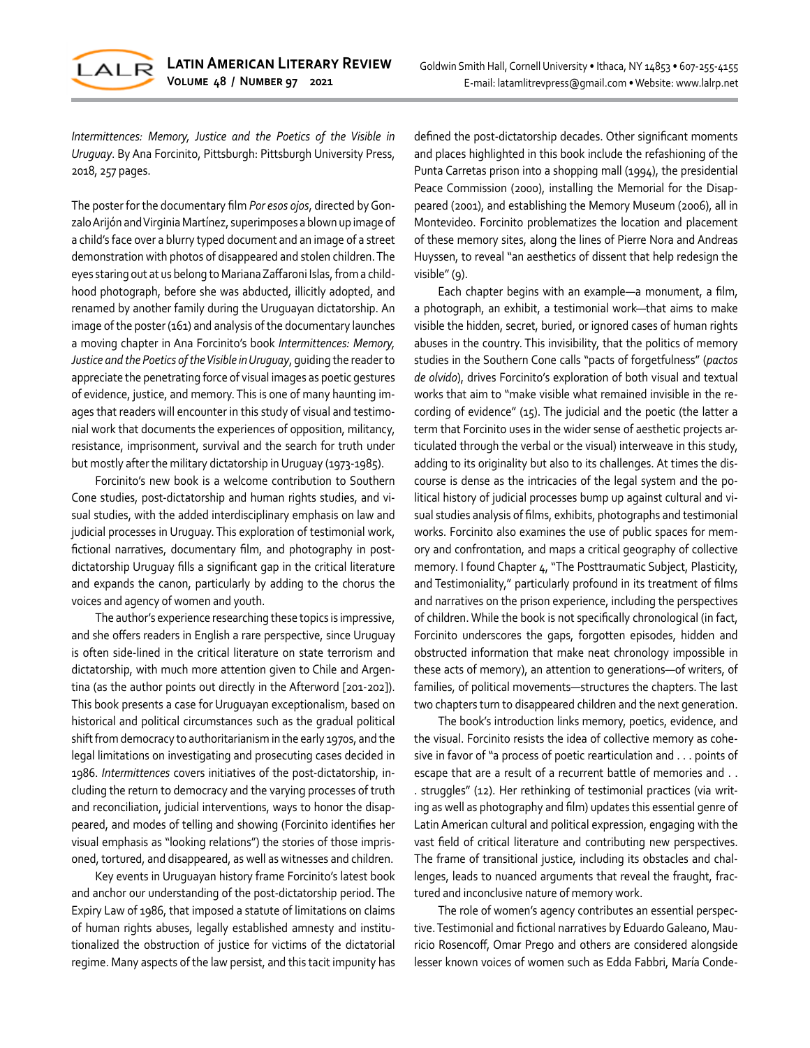*Intermittences: Memory, Justice and the Poetics of the Visible in Uruguay*. By Ana Forcinito, Pittsburgh: Pittsburgh University Press, 2018, 257 pages.

The poster for the documentary film *Por esos ojos*, directed by Gonzalo Arijón and Virginia Martínez, superimposes a blown up image of a child's face over a blurry typed document and an image of a street demonstration with photos of disappeared and stolen children. The eyes staring out at us belong to Mariana Zaffaroni Islas, from a childhood photograph, before she was abducted, illicitly adopted, and renamed by another family during the Uruguayan dictatorship. An image of the poster (161) and analysis of the documentary launches a moving chapter in Ana Forcinito's book *Intermittences: Memory, Justice and the Poetics of the Visible in Uruguay*, guiding the reader to appreciate the penetrating force of visual images as poetic gestures of evidence, justice, and memory. This is one of many haunting images that readers will encounter in this study of visual and testimonial work that documents the experiences of opposition, militancy, resistance, imprisonment, survival and the search for truth under but mostly after the military dictatorship in Uruguay (1973-1985).

Forcinito's new book is a welcome contribution to Southern Cone studies, post-dictatorship and human rights studies, and visual studies, with the added interdisciplinary emphasis on law and judicial processes in Uruguay. This exploration of testimonial work, fictional narratives, documentary film, and photography in post-dictatorship Uruguay fills a significant gap in the critical literature and expands the canon, particularly by adding to the chorus the voices and agency of women and youth.

The author's experience researching these topics is impressive, and she offers readers in English a rare perspective, since Uruguay is often side-lined in the critical literature on state terrorism and dictatorship, with much more attention given to Chile and Argentina (as the author points out directly in the Afterword [201-202]). This book presents a case for Uruguayan exceptionalism, based on historical and political circumstances such as the gradual political shift from democracy to authoritarianism in the early 1970s, and the legal limitations on investigating and prosecuting cases decided in 1986. *Intermittences* covers initiatives of the post-dictatorship, including the return to democracy and the varying processes of truth and reconciliation, judicial interventions, ways to honor the disappeared, and modes of telling and showing (Forcinito identifies her visual emphasis as "looking relations") the stories of those imprisoned, tortured, and disappeared, as well as witnesses and children.

Key events in Uruguayan history frame Forcinito's latest book and anchor our understanding of the post-dictatorship period. The Expiry Law of 1986, that imposed a statute of limitations on claims of human rights abuses, legally established amnesty and institutionalized the obstruction of justice for victims of the dictatorial regime. Many aspects of the law persist, and this tacit impunity has defined the post-dictatorship decades. Other significant moments and places highlighted in this book include the refashioning of the Punta Carretas prison into a shopping mall (1994), the presidential Peace Commission (2000), installing the Memorial for the Disappeared (2001), and establishing the Memory Museum (2006), all in Montevideo. Forcinito problematizes the location and placement of these memory sites, along the lines of Pierre Nora and Andreas Huyssen, to reveal "an aesthetics of dissent that help redesign the visible" (9).

Each chapter begins with an example—a monument, a film, a photograph, an exhibit, a testimonial work—that aims to make visible the hidden, secret, buried, or ignored cases of human rights abuses in the country. This invisibility, that the politics of memory studies in the Southern Cone calls "pacts of forgetfulness" (*pactos de olvido*), drives Forcinito's exploration of both visual and textual works that aim to "make visible what remained invisible in the recording of evidence" (15). The judicial and the poetic (the latter a term that Forcinito uses in the wider sense of aesthetic projects articulated through the verbal or the visual) interweave in this study, adding to its originality but also to its challenges. At times the discourse is dense as the intricacies of the legal system and the political history of judicial processes bump up against cultural and visual studies analysis of films, exhibits, photographs and testimonial works. Forcinito also examines the use of public spaces for memory and confrontation, and maps a critical geography of collective memory. I found Chapter 4, "The Posttraumatic Subject, Plasticity, and Testimoniality," particularly profound in its treatment of films and narratives on the prison experience, including the perspectives of children. While the book is not specifically chronological (in fact, Forcinito underscores the gaps, forgotten episodes, hidden and obstructed information that make neat chronology impossible in these acts of memory), an attention to generations—of writers, of families, of political movements—structures the chapters. The last two chapters turn to disappeared children and the next generation.

The book's introduction links memory, poetics, evidence, and the visual. Forcinito resists the idea of collective memory as cohesive in favor of "a process of poetic rearticulation and . . . points of escape that are a result of a recurrent battle of memories and . . . struggles" (12). Her rethinking of testimonial practices (via writing as well as photography and film) updates this essential genre of Latin American cultural and political expression, engaging with the vast field of critical literature and contributing new perspectives. The frame of transitional justice, including its obstacles and challenges, leads to nuanced arguments that reveal the fraught, fractured and inconclusive nature of memory work.

The role of women's agency contributes an essential perspective. Testimonial and fictional narratives by Eduardo Galeano, Mauricio Rosencoff, Omar Prego and others are considered alongside lesser known voices of women such as Edda Fabbri, María Conde-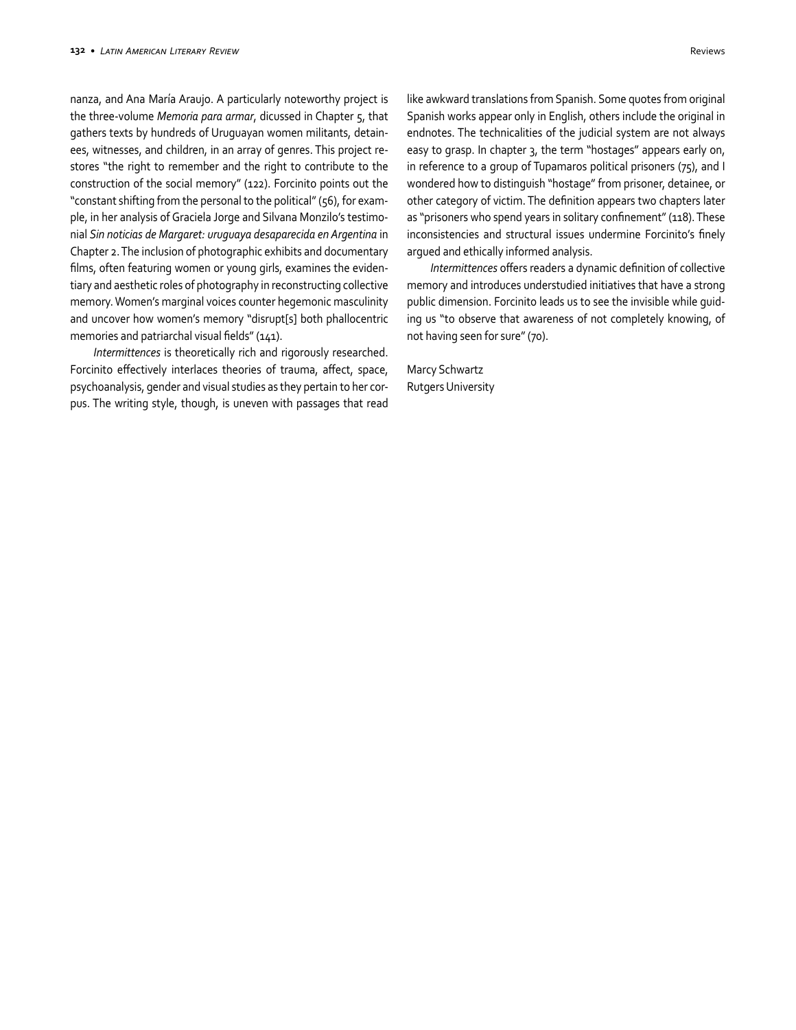nanza, and Ana María Araujo. A particularly noteworthy project is the three-volume *Memoria para armar*, dicussed in Chapter 5, that gathers texts by hundreds of Uruguayan women militants, detainees, witnesses, and children, in an array of genres. This project restores "the right to remember and the right to contribute to the construction of the social memory" (122). Forcinito points out the "constant shifting from the personal to the political" (56), for example, in her analysis of Graciela Jorge and Silvana Monzilo's testimonial *Sin noticias de Margaret: uruguaya desaparecida en Argentina* in Chapter 2. The inclusion of photographic exhibits and documentary films, often featuring women or young girls, examines the evidentiary and aesthetic roles of photography in reconstructing collective memory. Women's marginal voices counter hegemonic masculinity and uncover how women's memory "disrupt[s] both phallocentric memories and patriarchal visual fields" (141).

*Intermittences* is theoretically rich and rigorously researched. Forcinito effectively interlaces theories of trauma, affect, space, psychoanalysis, gender and visual studies as they pertain to her corpus. The writing style, though, is uneven with passages that read like awkward translations from Spanish. Some quotes from original Spanish works appear only in English, others include the original in endnotes. The technicalities of the judicial system are not always easy to grasp. In chapter 3, the term "hostages" appears early on, in reference to a group of Tupamaros political prisoners (75), and I wondered how to distinguish "hostage" from prisoner, detainee, or other category of victim. The definition appears two chapters later as "prisoners who spend years in solitary confinement" (118). These inconsistencies and structural issues undermine Forcinito's finely argued and ethically informed analysis.

*Intermittences* offers readers a dynamic definition of collective memory and introduces understudied initiatives that have a strong public dimension. Forcinito leads us to see the invisible while guiding us "to observe that awareness of not completely knowing, of not having seen for sure" (70).

Marcy Schwartz
Rutgers University